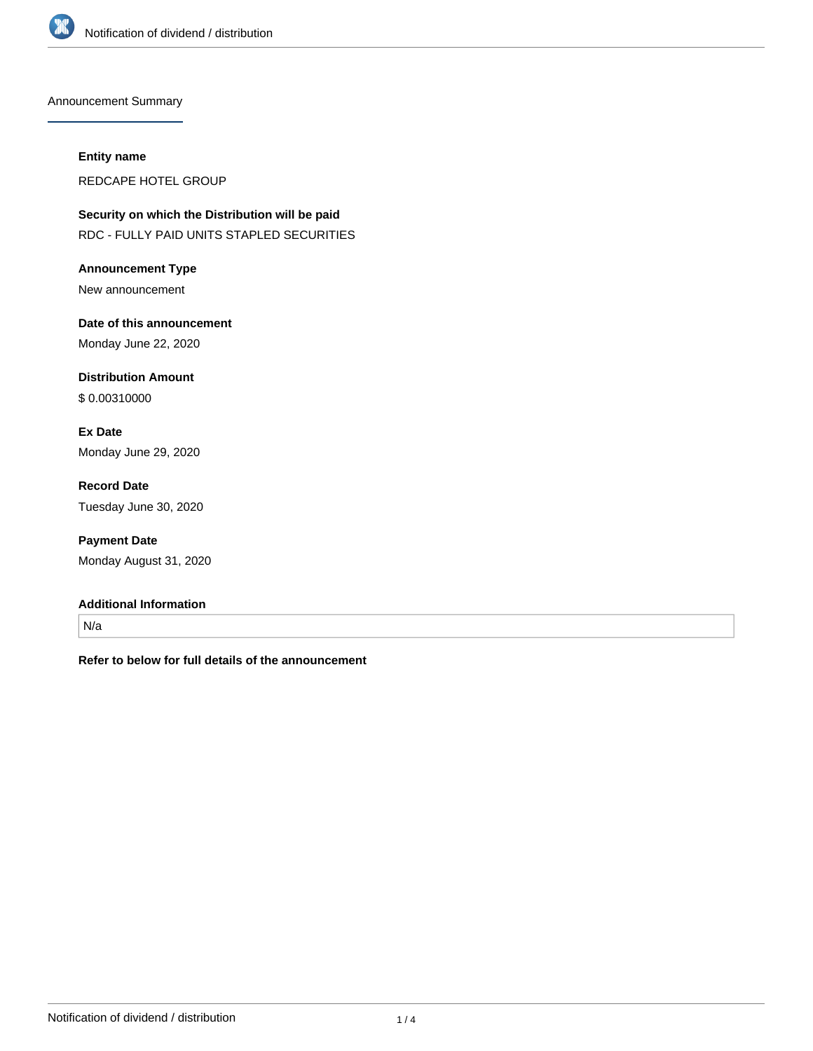## Announcement Summary

**Entity name**

REDCAPE HOTEL GROUP

**Security on which the Distribution will be paid**

RDC - FULLY PAID UNITS STAPLED SECURITIES

**Announcement Type**

New announcement

**Date of this announcement**

Monday June 22, 2020

**Distribution Amount**

$ 0.00310000

**Ex Date**

Monday June 29, 2020

**Record Date**

Tuesday June 30, 2020

**Payment Date**

Monday August 31, 2020

**Additional Information**

N/a

**Refer to below for full details of the announcement**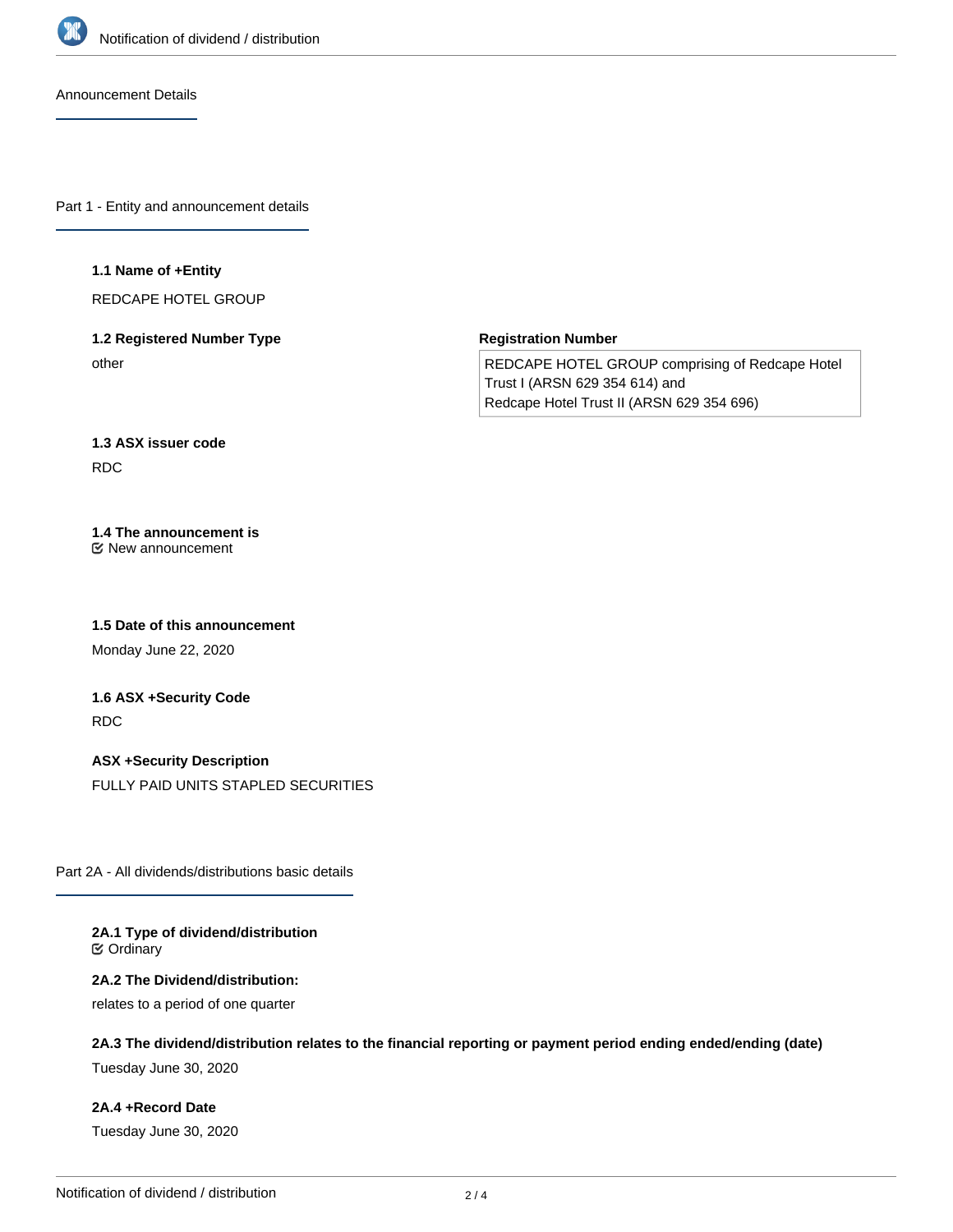Announcement Details

## Part 1 - Entity and announcement details

**1.1 Name of +Entity**

REDCAPE HOTEL GROUP

**1.2 Registered Number Type**

other

**Registration Number**

REDCAPE HOTEL GROUP comprising of Redcape Hotel Trust I (ARSN 629 354 614) and
Redcape Hotel Trust II (ARSN 629 354 696)

**1.3 ASX issuer code**

RDC

**1.4 The announcement is**

New announcement

**1.5 Date of this announcement**

Monday June 22, 2020

**1.6 ASX +Security Code**

RDC

**ASX +Security Description**

FULLY PAID UNITS STAPLED SECURITIES

## Part 2A - All dividends/distributions basic details

**2A.1 Type of dividend/distribution**

Ordinary

**2A.2 The Dividend/distribution:**

relates to a period of one quarter

**2A.3 The dividend/distribution relates to the financial reporting or payment period ending ended/ending (date)**

Tuesday June 30, 2020

**2A.4 +Record Date**

Tuesday June 30, 2020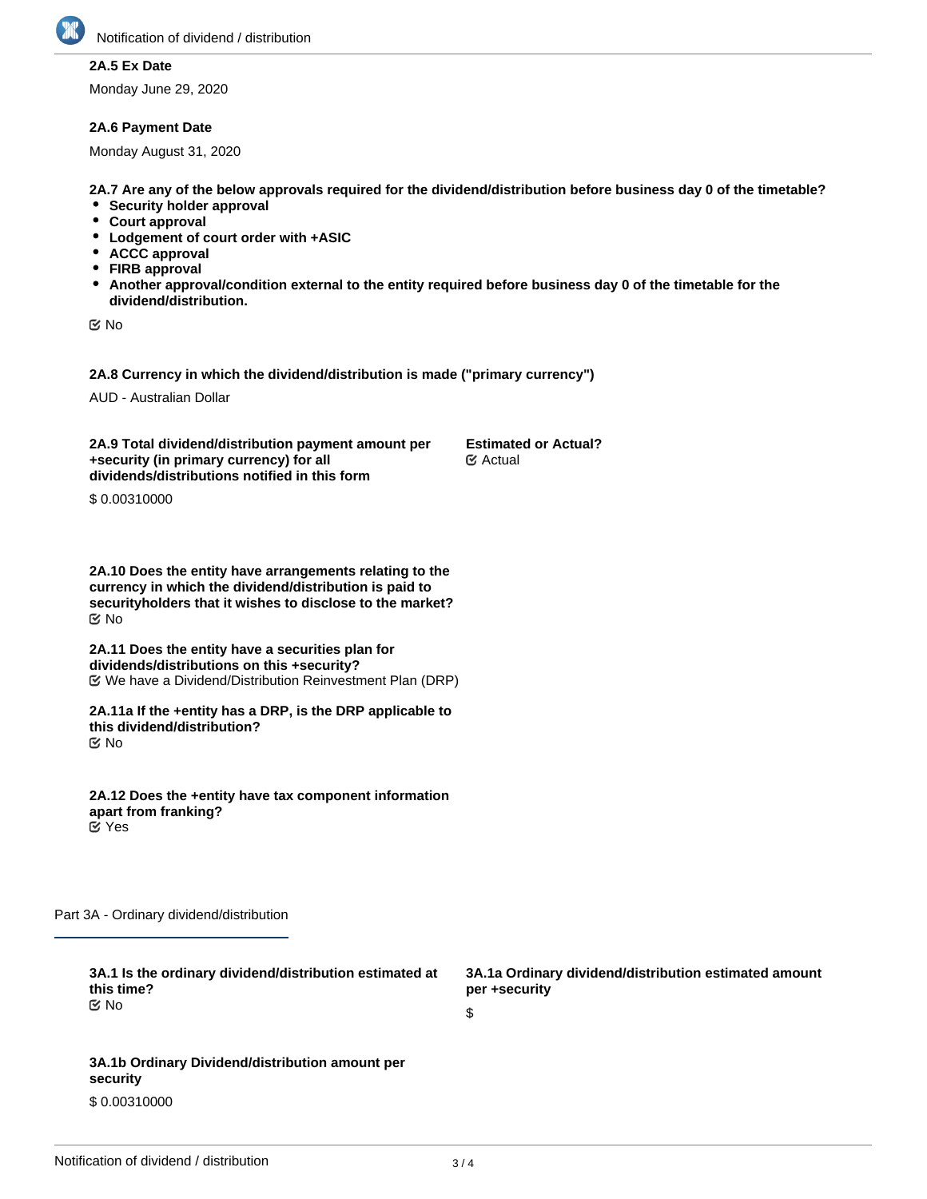**2A.5 Ex Date**

Monday June 29, 2020

**2A.6 Payment Date**

Monday August 31, 2020

**2A.7 Are any of the below approvals required for the dividend/distribution before business day 0 of the timetable?**

- **Security holder approval**
- **Court approval**
- **Lodgement of court order with +ASIC**
- **ACCC approval**
- **FIRB approval**
- **Another approval/condition external to the entity required before business day 0 of the timetable for the dividend/distribution.**

No

**2A.8 Currency in which the dividend/distribution is made ("primary currency")**

AUD - Australian Dollar

**2A.9 Total dividend/distribution payment amount per +security (in primary currency) for all dividends/distributions notified in this form**

$ 0.00310000

**Estimated or Actual?**

Actual

**2A.10 Does the entity have arrangements relating to the currency in which the dividend/distribution is paid to securityholders that it wishes to disclose to the market?**

No

**2A.11 Does the entity have a securities plan for dividends/distributions on this +security?**

We have a Dividend/Distribution Reinvestment Plan (DRP)

**2A.11a If the +entity has a DRP, is the DRP applicable to this dividend/distribution?**

No

**2A.12 Does the +entity have tax component information apart from franking?**

Yes

## Part 3A - Ordinary dividend/distribution

**3A.1 Is the ordinary dividend/distribution estimated at this time?**

No

**3A.1a Ordinary dividend/distribution estimated amount per +security**

$

**3A.1b Ordinary Dividend/distribution amount per security**

$ 0.00310000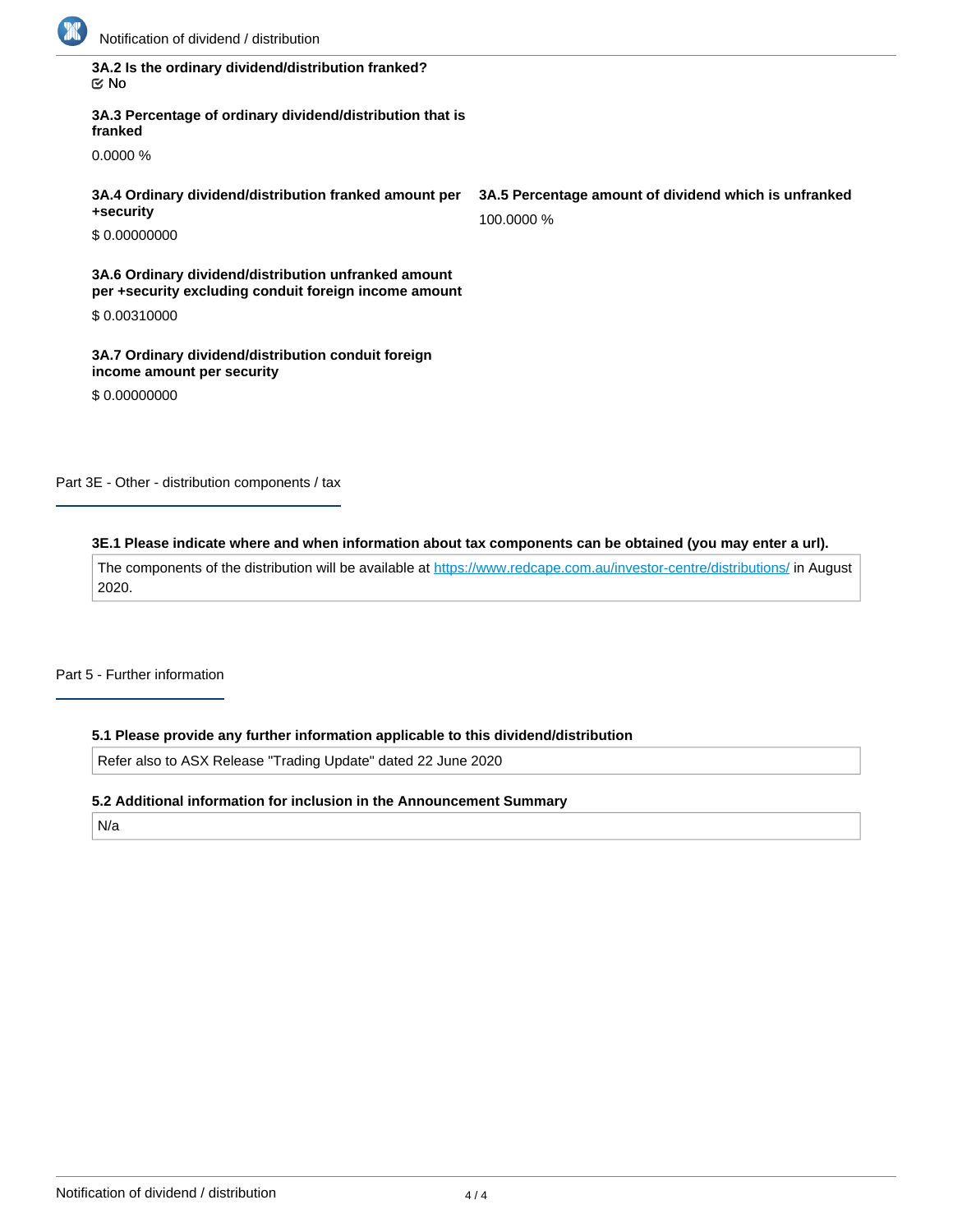**3A.2 Is the ordinary dividend/distribution franked?**

☑ No

**3A.3 Percentage of ordinary dividend/distribution that is franked**

0.0000 %

**3A.4 Ordinary dividend/distribution franked amount per +security**

$ 0.00000000

**3A.5 Percentage amount of dividend which is unfranked**

100.0000 %

**3A.6 Ordinary dividend/distribution unfranked amount per +security excluding conduit foreign income amount**

$ 0.00310000

**3A.7 Ordinary dividend/distribution conduit foreign income amount per security**

$ 0.00000000

## Part 3E - Other - distribution components / tax

**3E.1 Please indicate where and when information about tax components can be obtained (you may enter a url).**

The components of the distribution will be available at https://www.redcape.com.au/investor-centre/distributions/ in August 2020.

## Part 5 - Further information

**5.1 Please provide any further information applicable to this dividend/distribution**

Refer also to ASX Release "Trading Update" dated 22 June 2020

**5.2 Additional information for inclusion in the Announcement Summary**

N/a